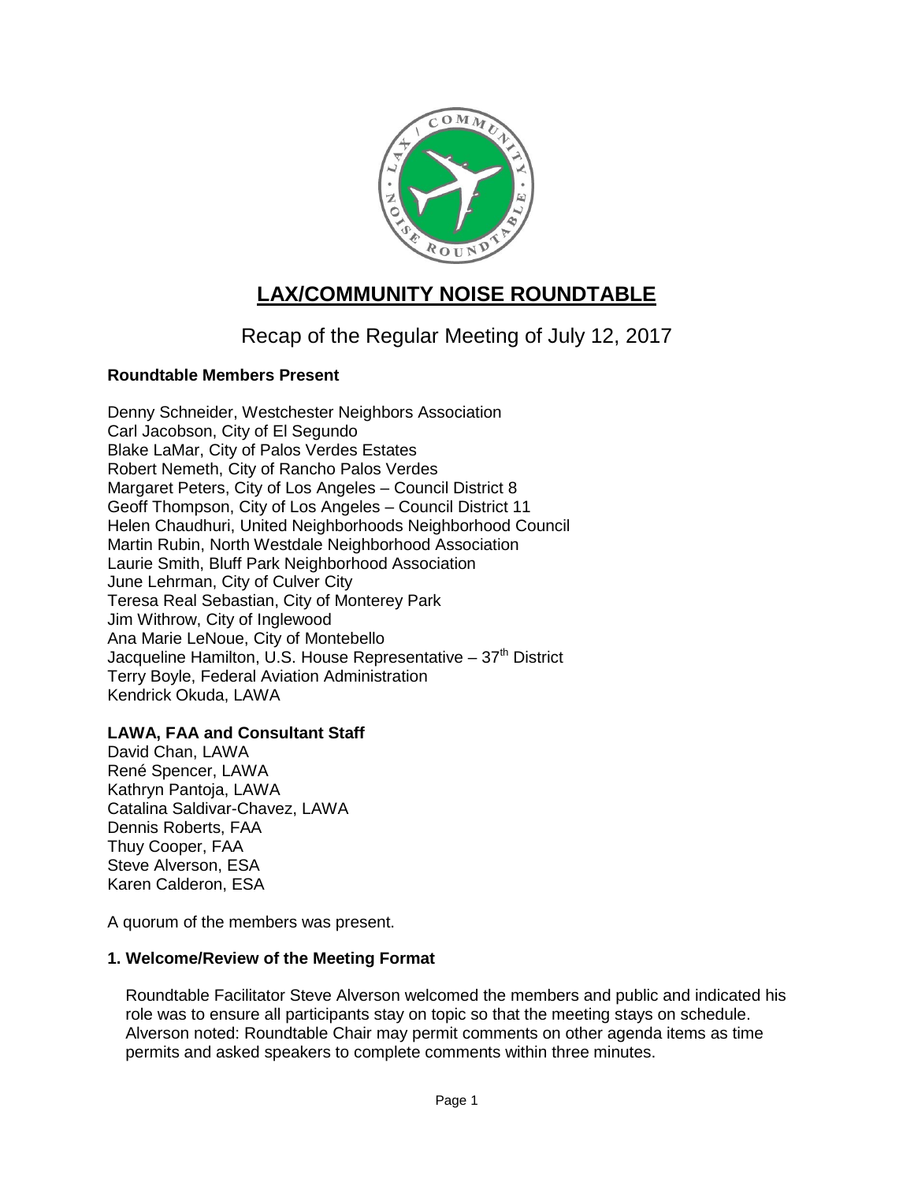# LAX/COMMUNITY NOISE ROUNDTABLE

## Recap of the Regular Meeting of July 12, 2017

**Roundtable Members Present**

Denny Schneider, Westchester Neighbors Association
Carl Jacobson, City of El Segundo
Blake LaMar, City of Palos Verdes Estates
Robert Nemeth, City of Rancho Palos Verdes
Margaret Peters, City of Los Angeles – Council District 8
Geoff Thompson, City of Los Angeles – Council District 11
Helen Chaudhuri, United Neighborhoods Neighborhood Council
Martin Rubin, North Westdale Neighborhood Association
Laurie Smith, Bluff Park Neighborhood Association
June Lehrman, City of Culver City
Teresa Real Sebastian, City of Monterey Park
Jim Withrow, City of Inglewood
Ana Marie LeNoue, City of Montebello
Jacqueline Hamilton, U.S. House Representative – 37th District
Terry Boyle, Federal Aviation Administration
Kendrick Okuda, LAWA

**LAWA, FAA and Consultant Staff**

David Chan, LAWA
René Spencer, LAWA
Kathryn Pantoja, LAWA
Catalina Saldivar-Chavez, LAWA
Dennis Roberts, FAA
Thuy Cooper, FAA
Steve Alverson, ESA
Karen Calderon, ESA

A quorum of the members was present.

**1. Welcome/Review of the Meeting Format**

Roundtable Facilitator Steve Alverson welcomed the members and public and indicated his role was to ensure all participants stay on topic so that the meeting stays on schedule. Alverson noted: Roundtable Chair may permit comments on other agenda items as time permits and asked speakers to complete comments within three minutes.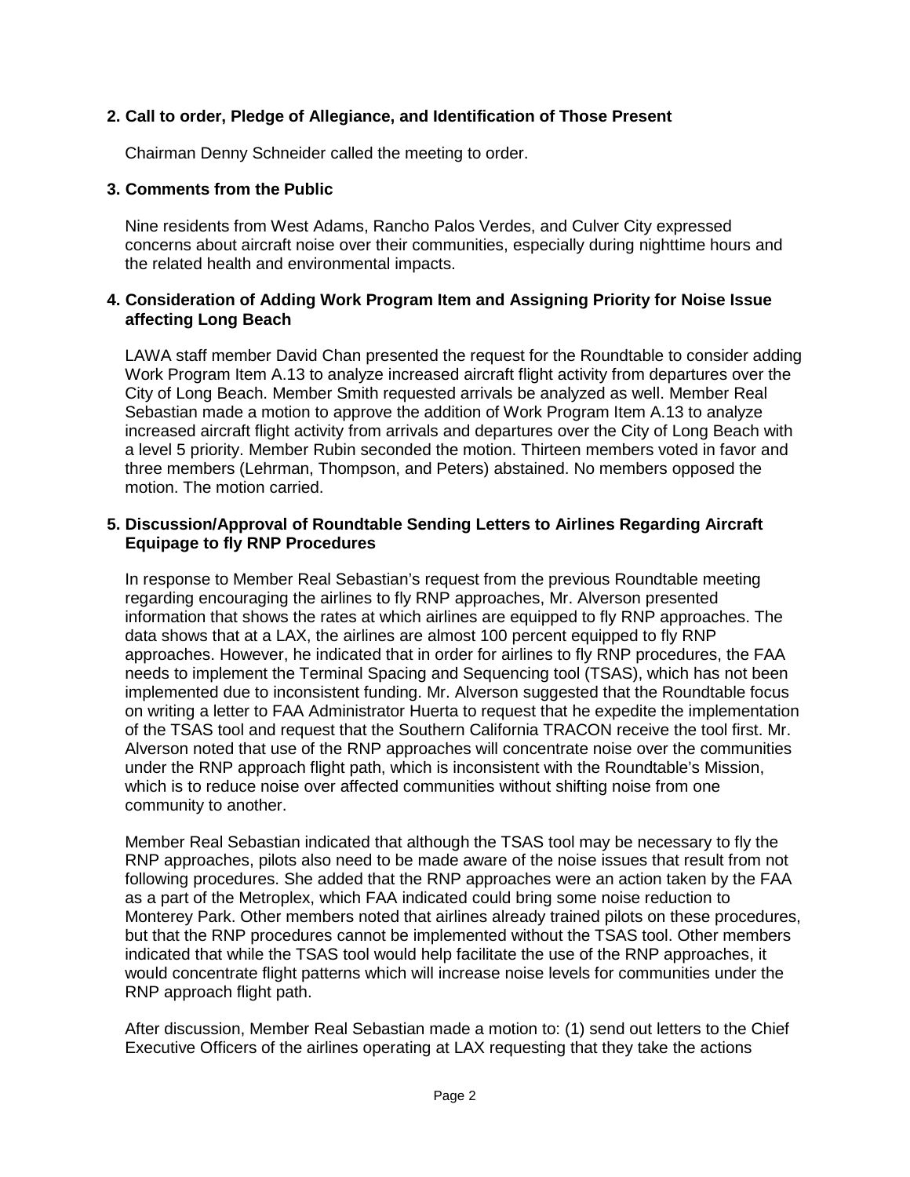**2. Call to order, Pledge of Allegiance, and Identification of Those Present**

Chairman Denny Schneider called the meeting to order.

**3. Comments from the Public**

Nine residents from West Adams, Rancho Palos Verdes, and Culver City expressed concerns about aircraft noise over their communities, especially during nighttime hours and the related health and environmental impacts.

**4. Consideration of Adding Work Program Item and Assigning Priority for Noise Issue affecting Long Beach**

LAWA staff member David Chan presented the request for the Roundtable to consider adding Work Program Item A.13 to analyze increased aircraft flight activity from departures over the City of Long Beach. Member Smith requested arrivals be analyzed as well. Member Real Sebastian made a motion to approve the addition of Work Program Item A.13 to analyze increased aircraft flight activity from arrivals and departures over the City of Long Beach with a level 5 priority. Member Rubin seconded the motion. Thirteen members voted in favor and three members (Lehrman, Thompson, and Peters) abstained. No members opposed the motion. The motion carried.

**5. Discussion/Approval of Roundtable Sending Letters to Airlines Regarding Aircraft Equipage to fly RNP Procedures**

In response to Member Real Sebastian's request from the previous Roundtable meeting regarding encouraging the airlines to fly RNP approaches, Mr. Alverson presented information that shows the rates at which airlines are equipped to fly RNP approaches. The data shows that at a LAX, the airlines are almost 100 percent equipped to fly RNP approaches. However, he indicated that in order for airlines to fly RNP procedures, the FAA needs to implement the Terminal Spacing and Sequencing tool (TSAS), which has not been implemented due to inconsistent funding. Mr. Alverson suggested that the Roundtable focus on writing a letter to FAA Administrator Huerta to request that he expedite the implementation of the TSAS tool and request that the Southern California TRACON receive the tool first. Mr. Alverson noted that use of the RNP approaches will concentrate noise over the communities under the RNP approach flight path, which is inconsistent with the Roundtable's Mission, which is to reduce noise over affected communities without shifting noise from one community to another.

Member Real Sebastian indicated that although the TSAS tool may be necessary to fly the RNP approaches, pilots also need to be made aware of the noise issues that result from not following procedures. She added that the RNP approaches were an action taken by the FAA as a part of the Metroplex, which FAA indicated could bring some noise reduction to Monterey Park. Other members noted that airlines already trained pilots on these procedures, but that the RNP procedures cannot be implemented without the TSAS tool. Other members indicated that while the TSAS tool would help facilitate the use of the RNP approaches, it would concentrate flight patterns which will increase noise levels for communities under the RNP approach flight path.

After discussion, Member Real Sebastian made a motion to: (1) send out letters to the Chief Executive Officers of the airlines operating at LAX requesting that they take the actions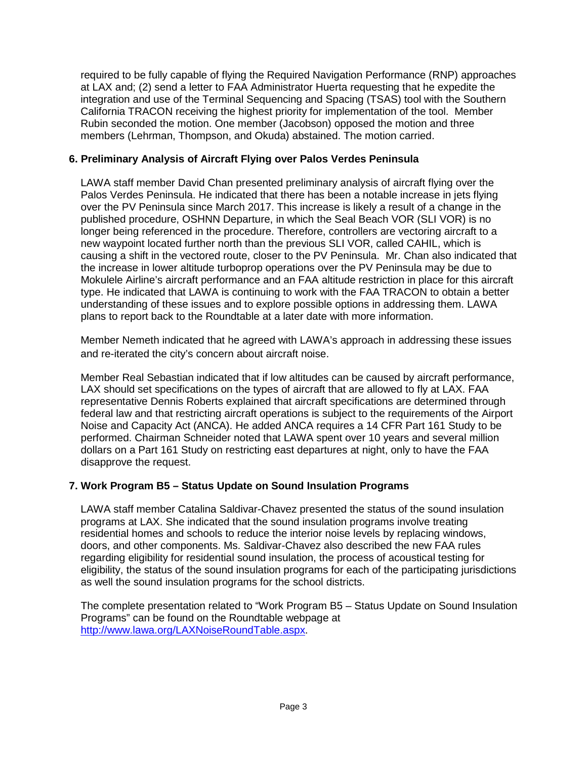required to be fully capable of flying the Required Navigation Performance (RNP) approaches at LAX and; (2) send a letter to FAA Administrator Huerta requesting that he expedite the integration and use of the Terminal Sequencing and Spacing (TSAS) tool with the Southern California TRACON receiving the highest priority for implementation of the tool. Member Rubin seconded the motion. One member (Jacobson) opposed the motion and three members (Lehrman, Thompson, and Okuda) abstained. The motion carried.

### 6. Preliminary Analysis of Aircraft Flying over Palos Verdes Peninsula

LAWA staff member David Chan presented preliminary analysis of aircraft flying over the Palos Verdes Peninsula. He indicated that there has been a notable increase in jets flying over the PV Peninsula since March 2017. This increase is likely a result of a change in the published procedure, OSHNN Departure, in which the Seal Beach VOR (SLI VOR) is no longer being referenced in the procedure. Therefore, controllers are vectoring aircraft to a new waypoint located further north than the previous SLI VOR, called CAHIL, which is causing a shift in the vectored route, closer to the PV Peninsula. Mr. Chan also indicated that the increase in lower altitude turboprop operations over the PV Peninsula may be due to Mokulele Airline's aircraft performance and an FAA altitude restriction in place for this aircraft type. He indicated that LAWA is continuing to work with the FAA TRACON to obtain a better understanding of these issues and to explore possible options in addressing them. LAWA plans to report back to the Roundtable at a later date with more information.

Member Nemeth indicated that he agreed with LAWA's approach in addressing these issues and re-iterated the city's concern about aircraft noise.

Member Real Sebastian indicated that if low altitudes can be caused by aircraft performance, LAX should set specifications on the types of aircraft that are allowed to fly at LAX. FAA representative Dennis Roberts explained that aircraft specifications are determined through federal law and that restricting aircraft operations is subject to the requirements of the Airport Noise and Capacity Act (ANCA). He added ANCA requires a 14 CFR Part 161 Study to be performed. Chairman Schneider noted that LAWA spent over 10 years and several million dollars on a Part 161 Study on restricting east departures at night, only to have the FAA disapprove the request.

### 7. Work Program B5 – Status Update on Sound Insulation Programs

LAWA staff member Catalina Saldivar-Chavez presented the status of the sound insulation programs at LAX. She indicated that the sound insulation programs involve treating residential homes and schools to reduce the interior noise levels by replacing windows, doors, and other components. Ms. Saldivar-Chavez also described the new FAA rules regarding eligibility for residential sound insulation, the process of acoustical testing for eligibility, the status of the sound insulation programs for each of the participating jurisdictions as well the sound insulation programs for the school districts.

The complete presentation related to "Work Program B5 – Status Update on Sound Insulation Programs" can be found on the Roundtable webpage at http://www.lawa.org/LAXNoiseRoundTable.aspx.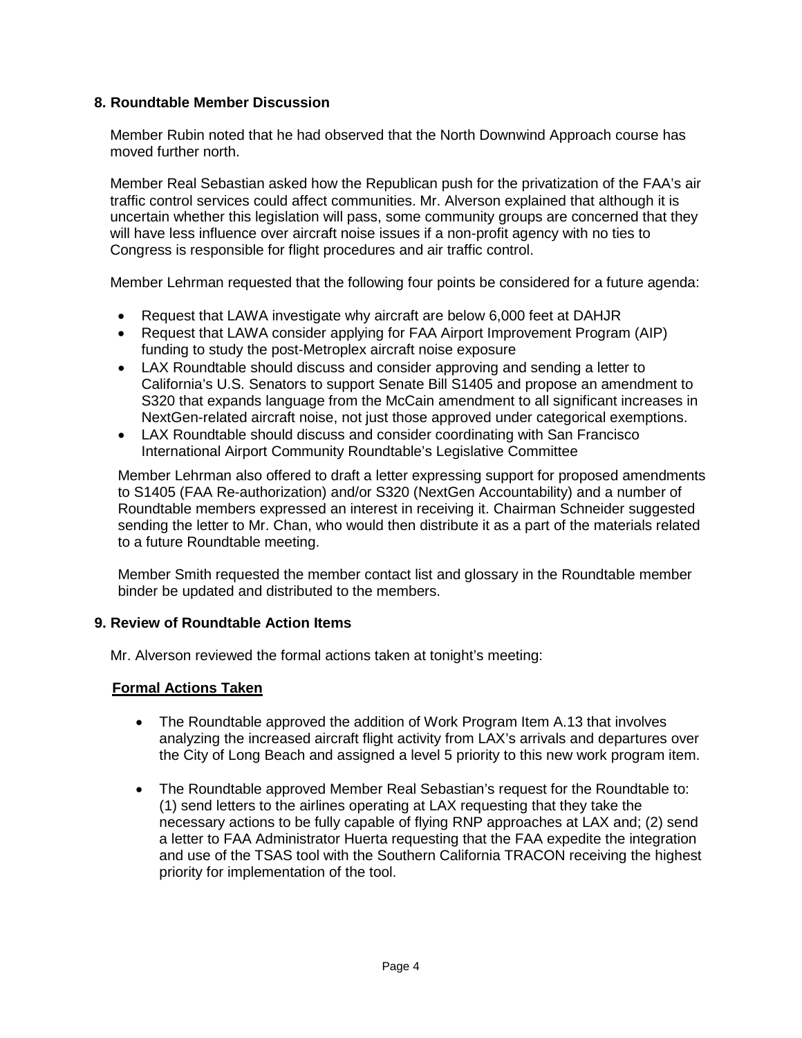### 8. Roundtable Member Discussion

Member Rubin noted that he had observed that the North Downwind Approach course has moved further north.

Member Real Sebastian asked how the Republican push for the privatization of the FAA's air traffic control services could affect communities. Mr. Alverson explained that although it is uncertain whether this legislation will pass, some community groups are concerned that they will have less influence over aircraft noise issues if a non-profit agency with no ties to Congress is responsible for flight procedures and air traffic control.

Member Lehrman requested that the following four points be considered for a future agenda:

- Request that LAWA investigate why aircraft are below 6,000 feet at DAHJR
- Request that LAWA consider applying for FAA Airport Improvement Program (AIP) funding to study the post-Metroplex aircraft noise exposure
- LAX Roundtable should discuss and consider approving and sending a letter to California's U.S. Senators to support Senate Bill S1405 and propose an amendment to S320 that expands language from the McCain amendment to all significant increases in NextGen-related aircraft noise, not just those approved under categorical exemptions.
- LAX Roundtable should discuss and consider coordinating with San Francisco International Airport Community Roundtable's Legislative Committee

Member Lehrman also offered to draft a letter expressing support for proposed amendments to S1405 (FAA Re-authorization) and/or S320 (NextGen Accountability) and a number of Roundtable members expressed an interest in receiving it. Chairman Schneider suggested sending the letter to Mr. Chan, who would then distribute it as a part of the materials related to a future Roundtable meeting.

Member Smith requested the member contact list and glossary in the Roundtable member binder be updated and distributed to the members.

### 9. Review of Roundtable Action Items

Mr. Alverson reviewed the formal actions taken at tonight's meeting:

**Formal Actions Taken**

- The Roundtable approved the addition of Work Program Item A.13 that involves analyzing the increased aircraft flight activity from LAX's arrivals and departures over the City of Long Beach and assigned a level 5 priority to this new work program item.
- The Roundtable approved Member Real Sebastian's request for the Roundtable to: (1) send letters to the airlines operating at LAX requesting that they take the necessary actions to be fully capable of flying RNP approaches at LAX and; (2) send a letter to FAA Administrator Huerta requesting that the FAA expedite the integration and use of the TSAS tool with the Southern California TRACON receiving the highest priority for implementation of the tool.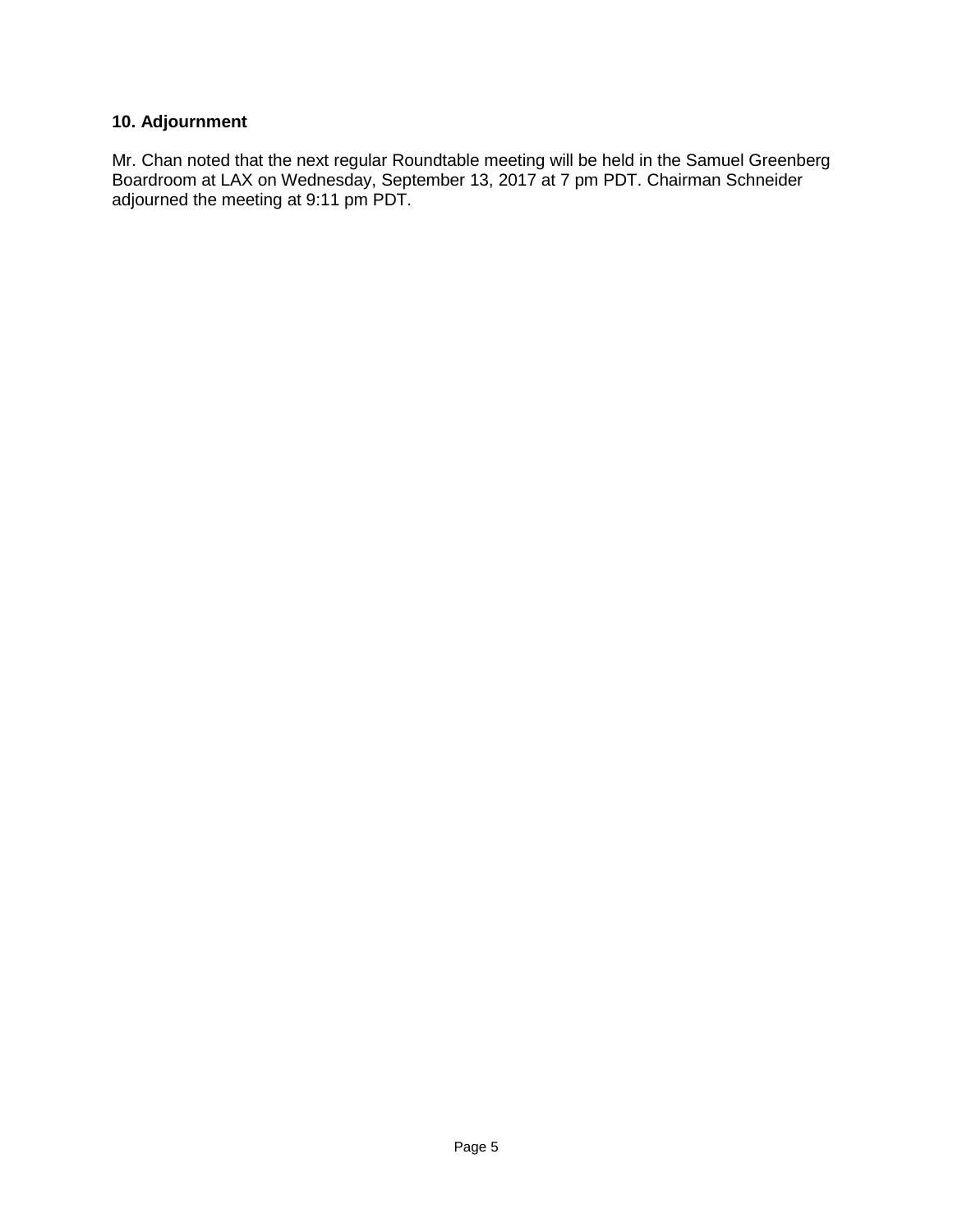### 10. Adjournment

Mr. Chan noted that the next regular Roundtable meeting will be held in the Samuel Greenberg Boardroom at LAX on Wednesday, September 13, 2017 at 7 pm PDT. Chairman Schneider adjourned the meeting at 9:11 pm PDT.